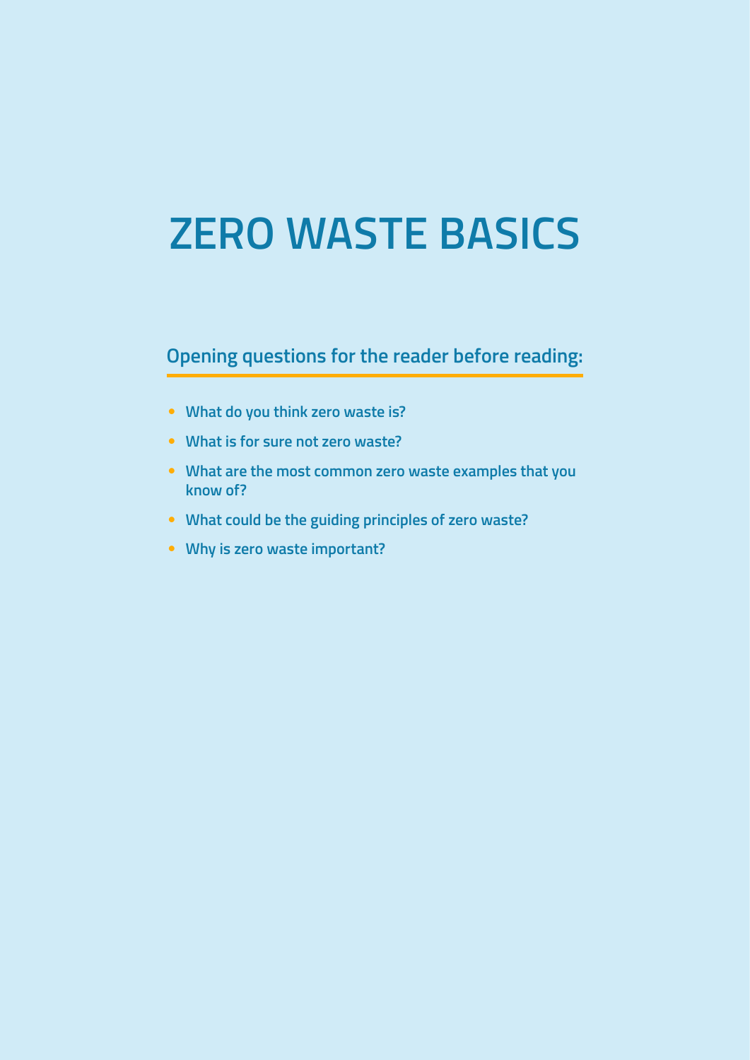# ZERO WASTE BASICS

## Opening questions for the reader before reading:

- **What do you think zero waste is?**
- **What is for sure not zero waste?**
- **What are the most common zero waste examples that you know of?**
- **What could be the guiding principles of zero waste?**
- **Why is zero waste important?**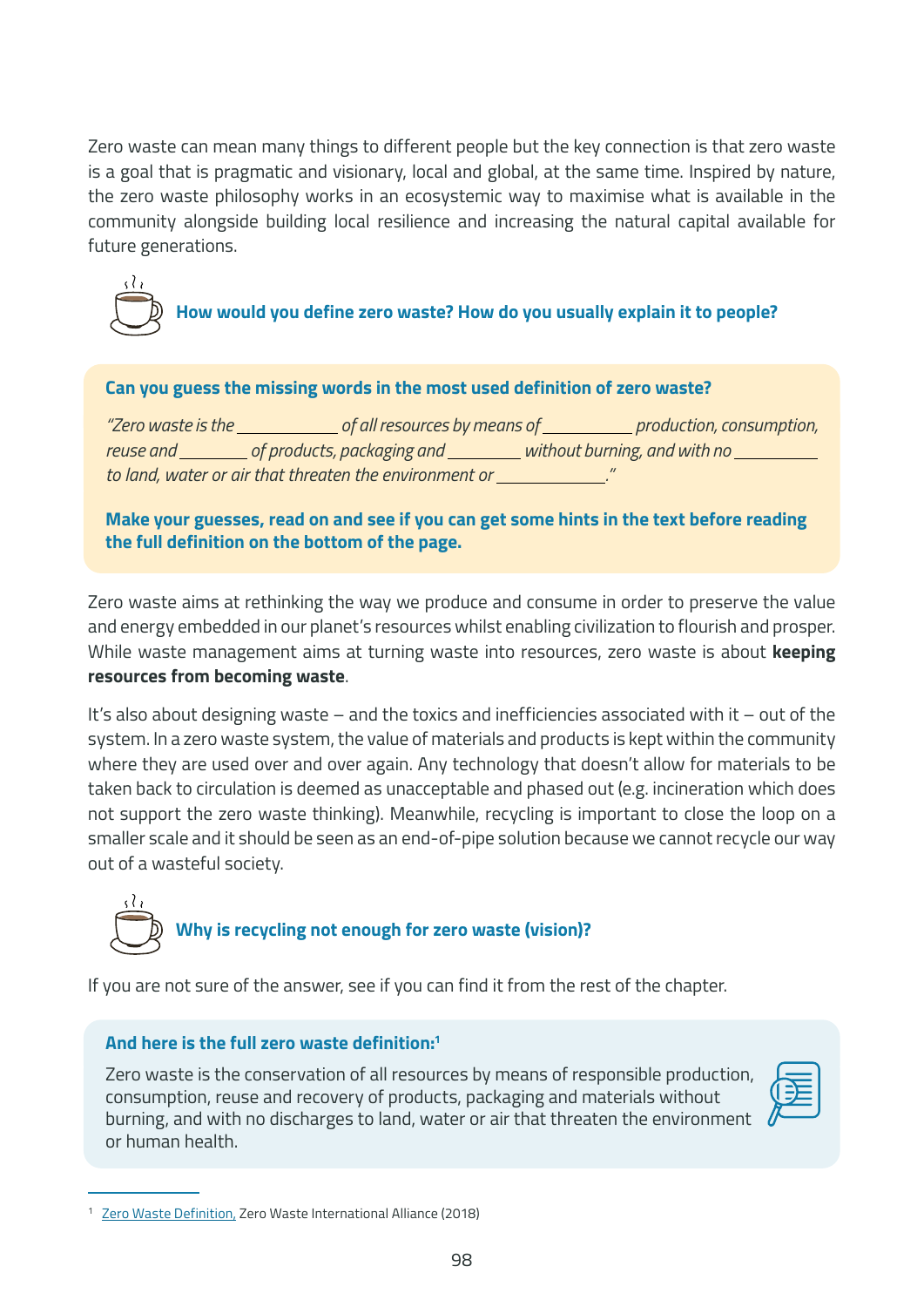Zero waste can mean many things to different people but the key connection is that zero waste is a goal that is pragmatic and visionary, local and global, at the same time. Inspired by nature, the zero waste philosophy works in an ecosystemic way to maximise what is available in the community alongside building local resilience and increasing the natural capital available for future generations.

**How would you define zero waste? How do you usually explain it to people?**

**Can you guess the missing words in the most used definition of zero waste?**

*"Zero waste is the ___________ of all resources by means of __________ production, consumption, reuse and _______ of products, packaging and ________ without burning, and with no __________ to land, water or air that threaten the environment or ____________."*

**Make your guesses, read on and see if you can get some hints in the text before reading the full definition on the bottom of the page.**

Zero waste aims at rethinking the way we produce and consume in order to preserve the value and energy embedded in our planet's resources whilst enabling civilization to flourish and prosper. While waste management aims at turning waste into resources, zero waste is about **keeping resources from becoming waste**.

It's also about designing waste – and the toxics and inefficiencies associated with it – out of the system. In a zero waste system, the value of materials and products is kept within the community where they are used over and over again. Any technology that doesn't allow for materials to be taken back to circulation is deemed as unacceptable and phased out (e.g. incineration which does not support the zero waste thinking). Meanwhile, recycling is important to close the loop on a smaller scale and it should be seen as an end-of-pipe solution because we cannot recycle our way out of a wasteful society.

**Why is recycling not enough for zero waste (vision)?**

If you are not sure of the answer, see if you can find it from the rest of the chapter.

**And here is the full zero waste definition:**[1]

Zero waste is the conservation of all resources by means of responsible production, consumption, reuse and recovery of products, packaging and materials without burning, and with no discharges to land, water or air that threaten the environment or human health.

---

[1] Zero Waste Definition, Zero Waste International Alliance (2018)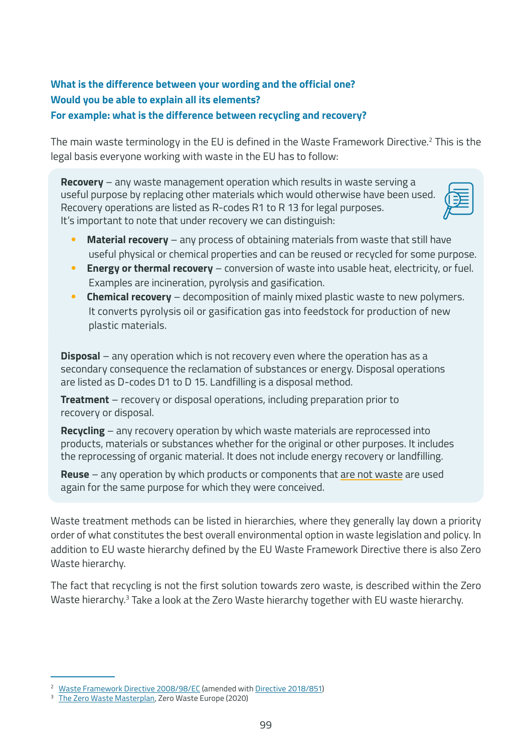**What is the difference between your wording and the official one?**
**Would you be able to explain all its elements?**
**For example: what is the difference between recycling and recovery?**

The main waste terminology in the EU is defined in the Waste Framework Directive.[2] This is the legal basis everyone working with waste in the EU has to follow:

**Recovery** – any waste management operation which results in waste serving a useful purpose by replacing other materials which would otherwise have been used. Recovery operations are listed as R-codes R1 to R 13 for legal purposes. It's important to note that under recovery we can distinguish:

- **Material recovery** – any process of obtaining materials from waste that still have useful physical or chemical properties and can be reused or recycled for some purpose.
- **Energy or thermal recovery** – conversion of waste into usable heat, electricity, or fuel. Examples are incineration, pyrolysis and gasification.
- **Chemical recovery** – decomposition of mainly mixed plastic waste to new polymers. It converts pyrolysis oil or gasification gas into feedstock for production of new plastic materials.

**Disposal** – any operation which is not recovery even where the operation has as a secondary consequence the reclamation of substances or energy. Disposal operations are listed as D-codes D1 to D 15. Landfilling is a disposal method.

**Treatment** – recovery or disposal operations, including preparation prior to recovery or disposal.

**Recycling** – any recovery operation by which waste materials are reprocessed into products, materials or substances whether for the original or other purposes. It includes the reprocessing of organic material. It does not include energy recovery or landfilling.

**Reuse** – any operation by which products or components that are not waste are used again for the same purpose for which they were conceived.

Waste treatment methods can be listed in hierarchies, where they generally lay down a priority order of what constitutes the best overall environmental option in waste legislation and policy. In addition to EU waste hierarchy defined by the EU Waste Framework Directive there is also Zero Waste hierarchy.

The fact that recycling is not the first solution towards zero waste, is described within the Zero Waste hierarchy.[3] Take a look at the Zero Waste hierarchy together with EU waste hierarchy.

---

[2] Waste Framework Directive 2008/98/EC (amended with Directive 2018/851)
[3] The Zero Waste Masterplan, Zero Waste Europe (2020)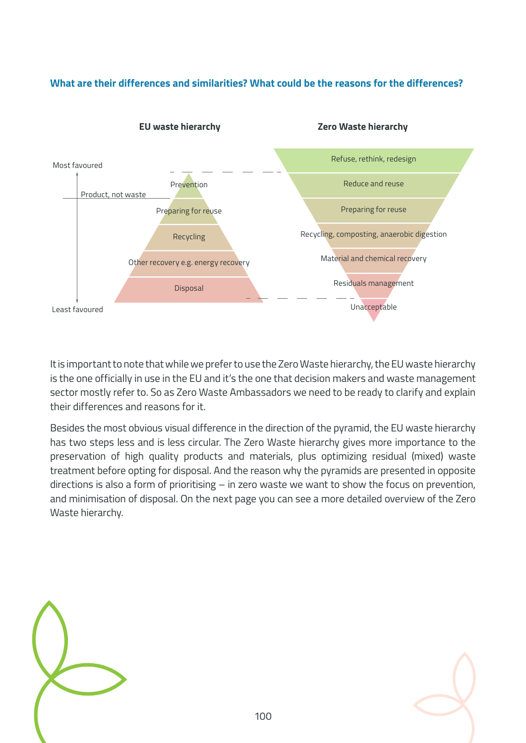**What are their differences and similarities? What could be the reasons for the differences?**

**EU waste hierarchy**

Most favoured

Product, not waste

- Prevention
- Preparing for reuse
- Recycling
- Other recovery e.g. energy recovery
- Disposal

Least favoured

**Zero Waste hierarchy**

- Refuse, rethink, redesign
- Reduce and reuse
- Preparing for reuse
- Recycling, composting, anaerobic digestion
- Material and chemical recovery
- Residuals management
- Unacceptable

It is important to note that while we prefer to use the Zero Waste hierarchy, the EU waste hierarchy is the one officially in use in the EU and it's the one that decision makers and waste management sector mostly refer to. So as Zero Waste Ambassadors we need to be ready to clarify and explain their differences and reasons for it.

Besides the most obvious visual difference in the direction of the pyramid, the EU waste hierarchy has two steps less and is less circular. The Zero Waste hierarchy gives more importance to the preservation of high quality products and materials, plus optimizing residual (mixed) waste treatment before opting for disposal. And the reason why the pyramids are presented in opposite directions is also a form of prioritising – in zero waste we want to show the focus on prevention, and minimisation of disposal. On the next page you can see a more detailed overview of the Zero Waste hierarchy.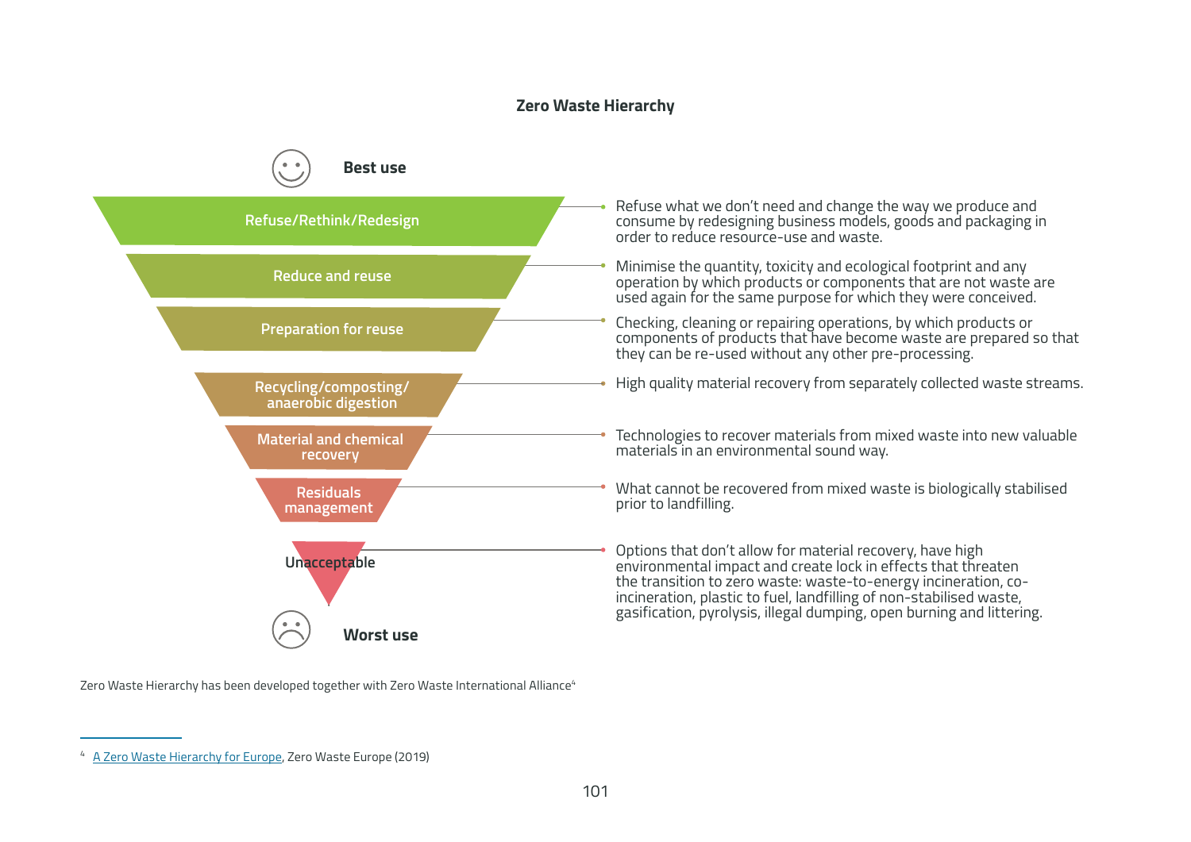## Zero Waste Hierarchy

**Best use**

| Level | Description |
| --- | --- |
| Refuse/Rethink/Redesign | Refuse what we don't need and change the way we produce and consume by redesigning business models, goods and packaging in order to reduce resource-use and waste. |
| Reduce and reuse | Minimise the quantity, toxicity and ecological footprint and any operation by which products or components that are not waste are used again for the same purpose for which they were conceived. |
| Preparation for reuse | Checking, cleaning or repairing operations, by which products or components of products that have become waste are prepared so that they can be re-used without any other pre-processing. |
| Recycling/composting/ anaerobic digestion | High quality material recovery from separately collected waste streams. |
| Material and chemical recovery | Technologies to recover materials from mixed waste into new valuable materials in an environmental sound way. |
| Residuals management | What cannot be recovered from mixed waste is biologically stabilised prior to landfilling. |
| Unacceptable | Options that don't allow for material recovery, have high environmental impact and create lock in effects that threaten the transition to zero waste: waste-to-energy incineration, co-incineration, plastic to fuel, landfilling of non-stabilised waste, gasification, pyrolysis, illegal dumping, open burning and littering. |

**Worst use**

Zero Waste Hierarchy has been developed together with Zero Waste International Alliance[4]

[4] A Zero Waste Hierarchy for Europe, Zero Waste Europe (2019)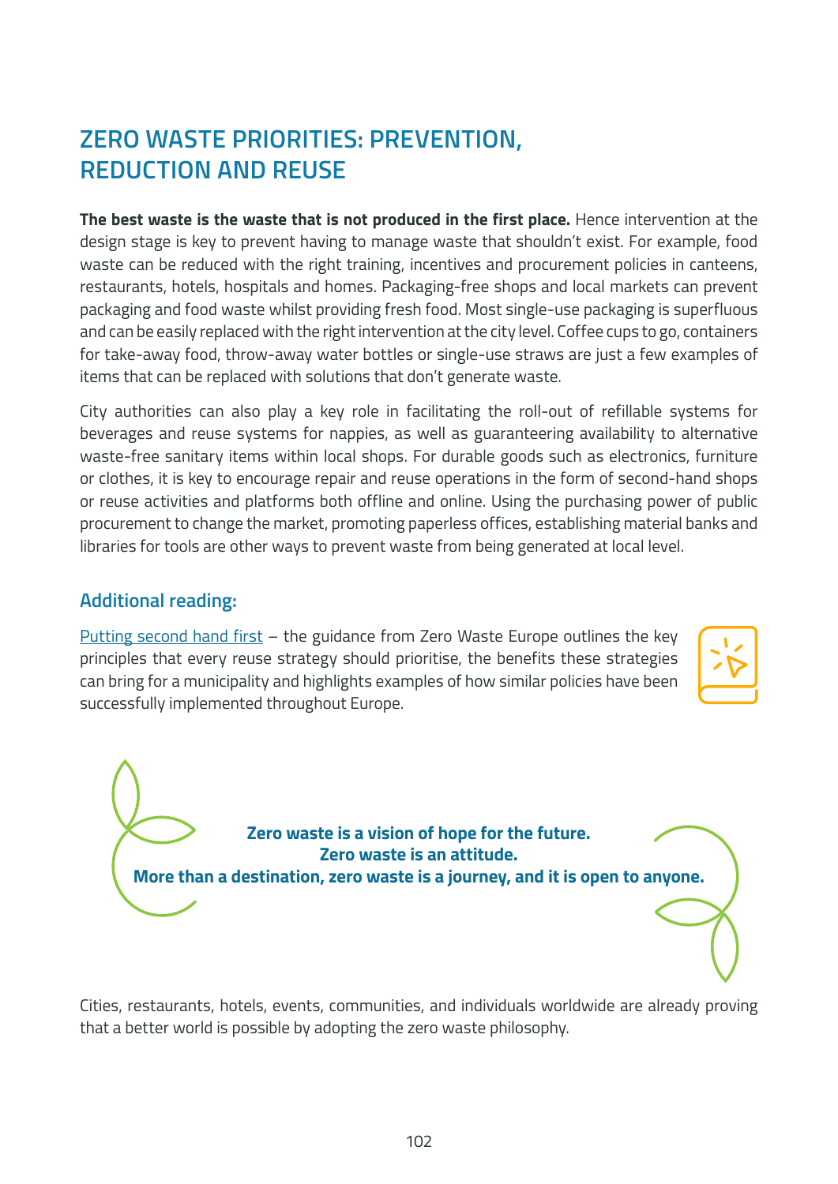## ZERO WASTE PRIORITIES: PREVENTION, REDUCTION AND REUSE

**The best waste is the waste that is not produced in the first place.** Hence intervention at the design stage is key to prevent having to manage waste that shouldn't exist. For example, food waste can be reduced with the right training, incentives and procurement policies in canteens, restaurants, hotels, hospitals and homes. Packaging-free shops and local markets can prevent packaging and food waste whilst providing fresh food. Most single-use packaging is superfluous and can be easily replaced with the right intervention at the city level. Coffee cups to go, containers for take-away food, throw-away water bottles or single-use straws are just a few examples of items that can be replaced with solutions that don't generate waste.

City authorities can also play a key role in facilitating the roll-out of refillable systems for beverages and reuse systems for nappies, as well as guaranteeing availability to alternative waste-free sanitary items within local shops. For durable goods such as electronics, furniture or clothes, it is key to encourage repair and reuse operations in the form of second-hand shops or reuse activities and platforms both offline and online. Using the purchasing power of public procurement to change the market, promoting paperless offices, establishing material banks and libraries for tools are other ways to prevent waste from being generated at local level.

### Additional reading:

Putting second hand first – the guidance from Zero Waste Europe outlines the key principles that every reuse strategy should prioritise, the benefits these strategies can bring for a municipality and highlights examples of how similar policies have been successfully implemented throughout Europe.

**Zero waste is a vision of hope for the future.**
**Zero waste is an attitude.**
**More than a destination, zero waste is a journey, and it is open to anyone.**

Cities, restaurants, hotels, events, communities, and individuals worldwide are already proving that a better world is possible by adopting the zero waste philosophy.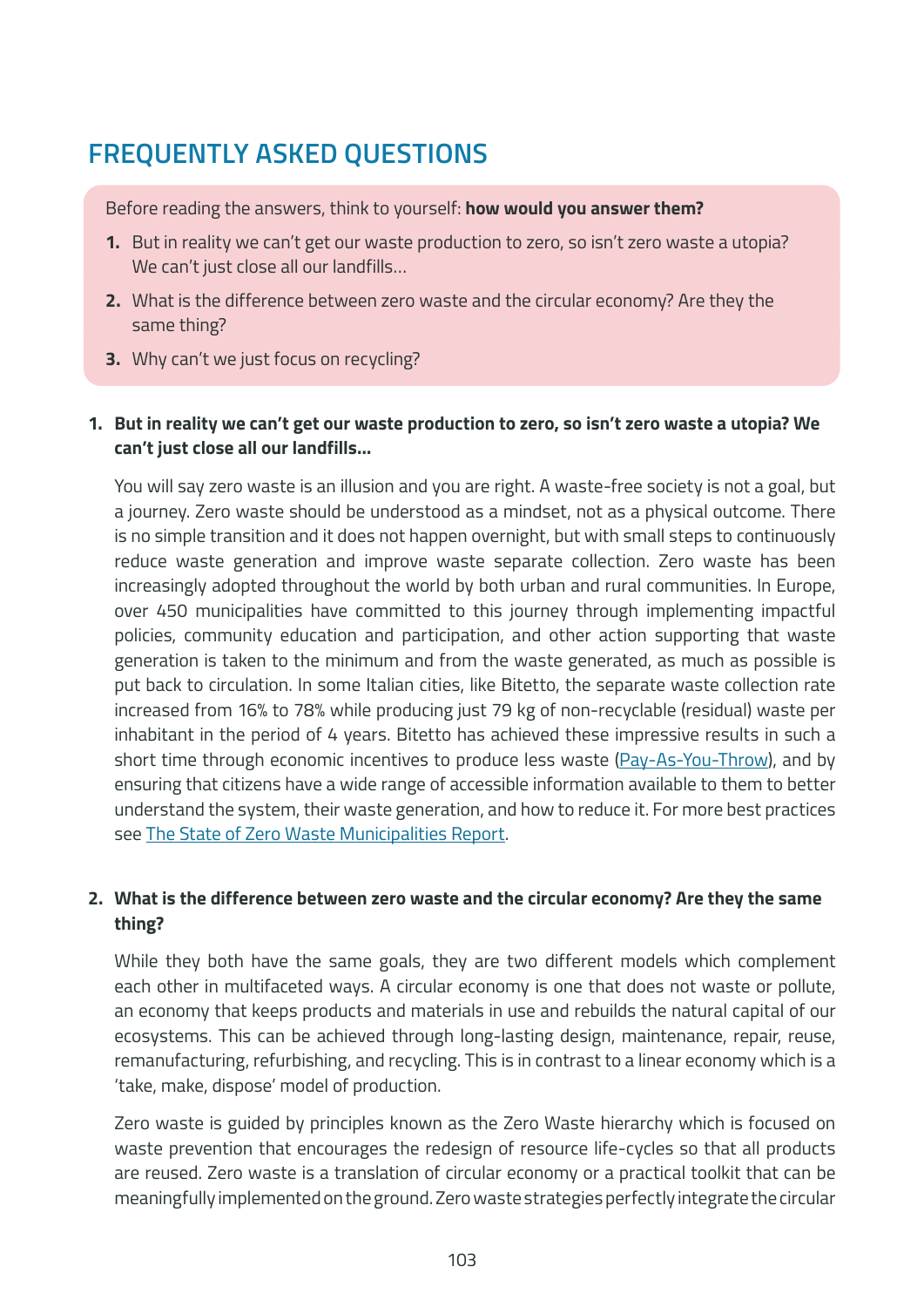## FREQUENTLY ASKED QUESTIONS

Before reading the answers, think to yourself: **how would you answer them?**

1. But in reality we can't get our waste production to zero, so isn't zero waste a utopia? We can't just close all our landfills...
2. What is the difference between zero waste and the circular economy? Are they the same thing?
3. Why can't we just focus on recycling?

**1. But in reality we can't get our waste production to zero, so isn't zero waste a utopia? We can't just close all our landfills...**

You will say zero waste is an illusion and you are right. A waste-free society is not a goal, but a journey. Zero waste should be understood as a mindset, not as a physical outcome. There is no simple transition and it does not happen overnight, but with small steps to continuously reduce waste generation and improve waste separate collection. Zero waste has been increasingly adopted throughout the world by both urban and rural communities. In Europe, over 450 municipalities have committed to this journey through implementing impactful policies, community education and participation, and other action supporting that waste generation is taken to the minimum and from the waste generated, as much as possible is put back to circulation. In some Italian cities, like Bitetto, the separate waste collection rate increased from 16% to 78% while producing just 79 kg of non-recyclable (residual) waste per inhabitant in the period of 4 years. Bitetto has achieved these impressive results in such a short time through economic incentives to produce less waste (Pay-As-You-Throw), and by ensuring that citizens have a wide range of accessible information available to them to better understand the system, their waste generation, and how to reduce it. For more best practices see The State of Zero Waste Municipalities Report.

**2. What is the difference between zero waste and the circular economy? Are they the same thing?**

While they both have the same goals, they are two different models which complement each other in multifaceted ways. A circular economy is one that does not waste or pollute, an economy that keeps products and materials in use and rebuilds the natural capital of our ecosystems. This can be achieved through long-lasting design, maintenance, repair, reuse, remanufacturing, refurbishing, and recycling. This is in contrast to a linear economy which is a 'take, make, dispose' model of production.

Zero waste is guided by principles known as the Zero Waste hierarchy which is focused on waste prevention that encourages the redesign of resource life-cycles so that all products are reused. Zero waste is a translation of circular economy or a practical toolkit that can be meaningfully implemented on the ground. Zero waste strategies perfectly integrate the circular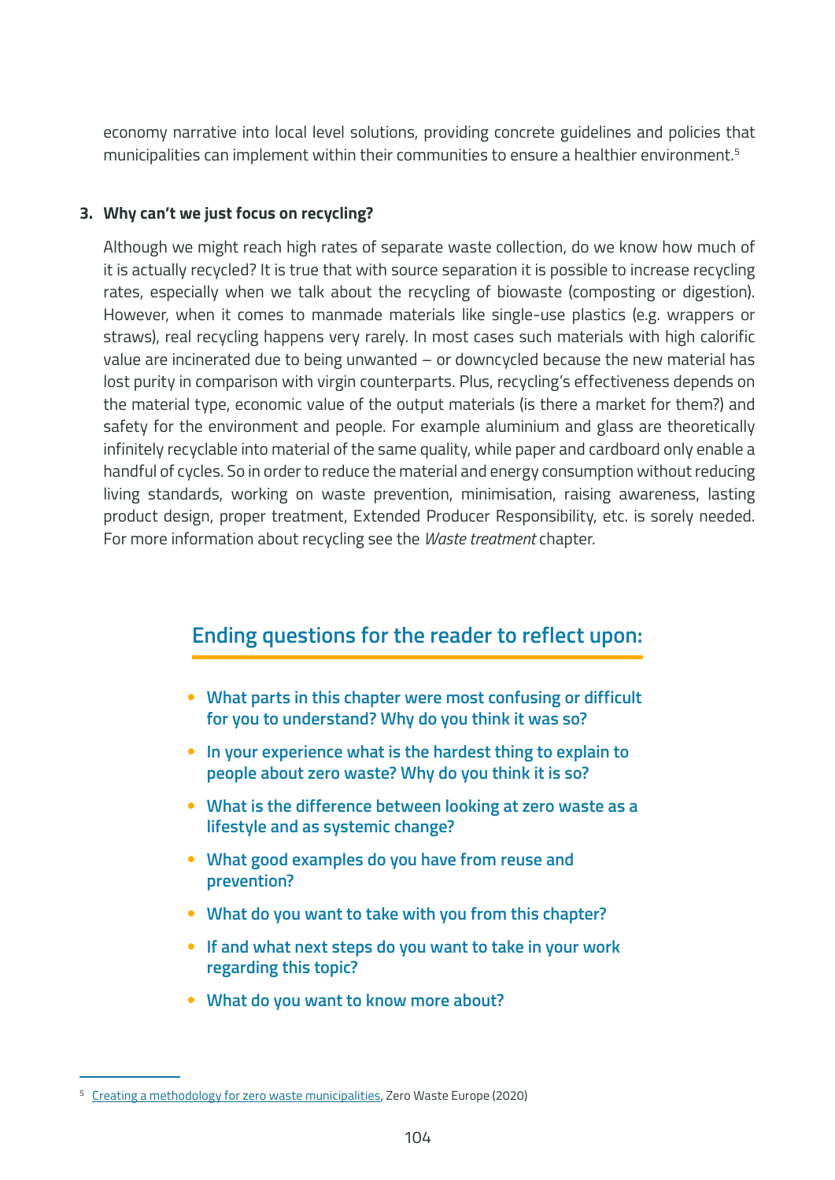economy narrative into local level solutions, providing concrete guidelines and policies that municipalities can implement within their communities to ensure a healthier environment.[5]

3. **Why can't we just focus on recycling?**

   Although we might reach high rates of separate waste collection, do we know how much of it is actually recycled? It is true that with source separation it is possible to increase recycling rates, especially when we talk about the recycling of biowaste (composting or digestion). However, when it comes to manmade materials like single-use plastics (e.g. wrappers or straws), real recycling happens very rarely. In most cases such materials with high calorific value are incinerated due to being unwanted – or downcycled because the new material has lost purity in comparison with virgin counterparts. Plus, recycling's effectiveness depends on the material type, economic value of the output materials (is there a market for them?) and safety for the environment and people. For example aluminium and glass are theoretically infinitely recyclable into material of the same quality, while paper and cardboard only enable a handful of cycles. So in order to reduce the material and energy consumption without reducing living standards, working on waste prevention, minimisation, raising awareness, lasting product design, proper treatment, Extended Producer Responsibility, etc. is sorely needed. For more information about recycling see the *Waste treatment* chapter.

## Ending questions for the reader to reflect upon:

- What parts in this chapter were most confusing or difficult for you to understand? Why do you think it was so?
- In your experience what is the hardest thing to explain to people about zero waste? Why do you think it is so?
- What is the difference between looking at zero waste as a lifestyle and as systemic change?
- What good examples do you have from reuse and prevention?
- What do you want to take with you from this chapter?
- If and what next steps do you want to take in your work regarding this topic?
- What do you want to know more about?

---

[5] Creating a methodology for zero waste municipalities, Zero Waste Europe (2020)